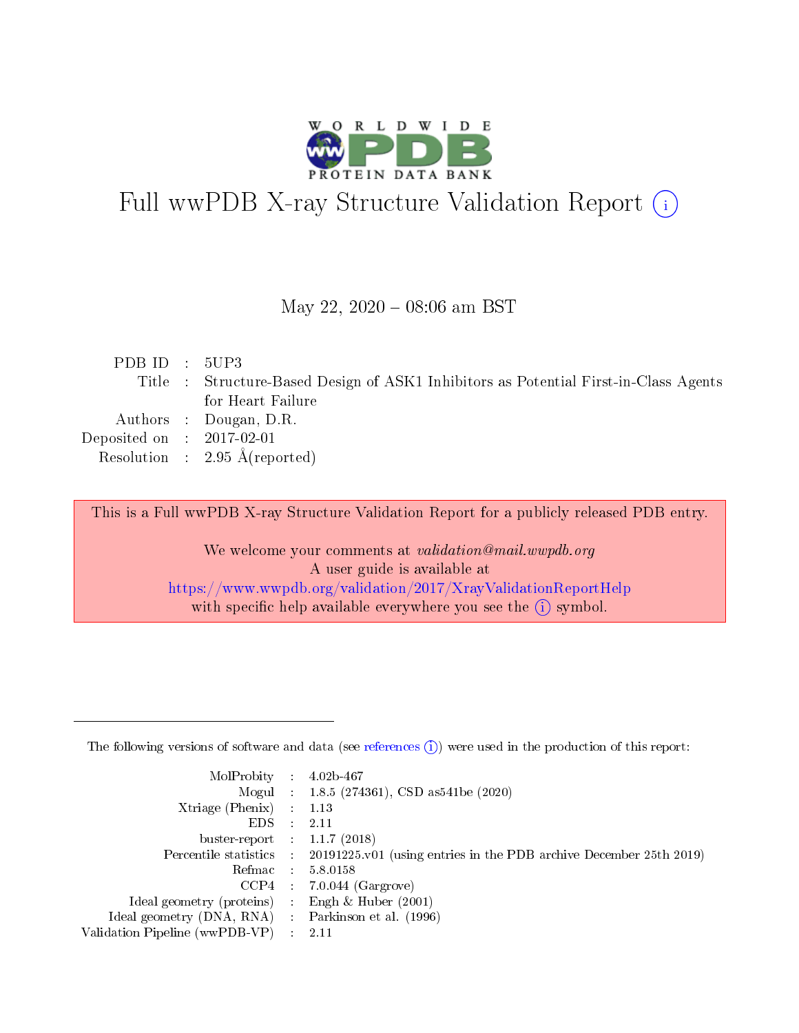# Full wwPDB X-ray Structure Validation Report (i)

May 22, 2020 – 08:06 am BST

| | | |
|---|---|---|
| PDB ID | : | 5UP3 |
| Title | : | Structure-Based Design of ASK1 Inhibitors as Potential First-in-Class Agents for Heart Failure |
| Authors | : | Dougan, D.R. |
| Deposited on | : | 2017-02-01 |
| Resolution | : | 2.95 Å(reported) |

This is a Full wwPDB X-ray Structure Validation Report for a publicly released PDB entry.

We welcome your comments at *validation@mail.wwpdb.org*
A user guide is available at
https://www.wwpdb.org/validation/2017/XrayValidationReportHelp
with specific help available everywhere you see the (i) symbol.

The following versions of software and data (see references (i)) were used in the production of this report:

| | | |
|---|---|---|
| MolProbity | : | 4.02b-467 |
| Mogul | : | 1.8.5 (274361), CSD as541be (2020) |
| Xtriage (Phenix) | : | 1.13 |
| EDS | : | 2.11 |
| buster-report | : | 1.1.7 (2018) |
| Percentile statistics | : | 20191225.v01 (using entries in the PDB archive December 25th 2019) |
| Refmac | : | 5.8.0158 |
| CCP4 | : | 7.0.044 (Gargrove) |
| Ideal geometry (proteins) | : | Engh & Huber (2001) |
| Ideal geometry (DNA, RNA) | : | Parkinson et al. (1996) |
| Validation Pipeline (wwPDB-VP) | : | 2.11 |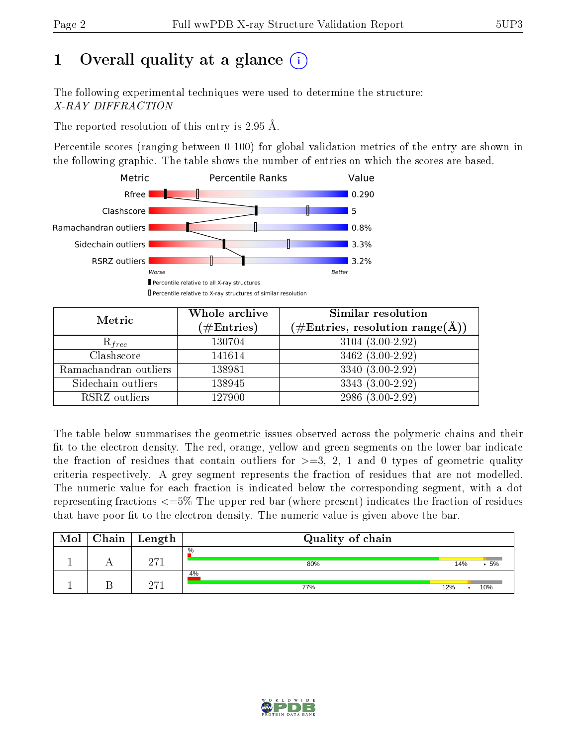# 1 Overall quality at a glance (i)

The following experimental techniques were used to determine the structure:
*X-RAY DIFFRACTION*

The reported resolution of this entry is 2.95 Å.

Percentile scores (ranging between 0-100) for global validation metrics of the entry are shown in the following graphic. The table shows the number of entries on which the scores are based.

| Metric | Value |
|---|---|
| Rfree | 0.290 |
| Clashscore | 5 |
| Ramachandran outliers | 0.8% |
| Sidechain outliers | 3.3% |
| RSRZ outliers | 3.2% |

Worse — Better

Percentile relative to all X-ray structures
Percentile relative to X-ray structures of similar resolution

| Metric | Whole archive (#Entries) | Similar resolution (#Entries, resolution range(Å)) |
|---|---|---|
| $R_{free}$ | 130704 | 3104 (3.00-2.92) |
| Clashscore | 141614 | 3462 (3.00-2.92) |
| Ramachandran outliers | 138981 | 3340 (3.00-2.92) |
| Sidechain outliers | 138945 | 3343 (3.00-2.92) |
| RSRZ outliers | 127900 | 2986 (3.00-2.92) |

The table below summarises the geometric issues observed across the polymeric chains and their fit to the electron density. The red, orange, yellow and green segments on the lower bar indicate the fraction of residues that contain outliers for >=3, 2, 1 and 0 types of geometric quality criteria respectively. A grey segment represents the fraction of residues that are not modelled. The numeric value for each fraction is indicated below the corresponding segment, with a dot representing fractions <=5% The upper red bar (where present) indicates the fraction of residues that have poor fit to the electron density. The numeric value is given above the bar.

| Mol | Chain | Length | Quality of chain |
|---|---|---|---|
| 1 | A | 271 | % / 80% / 14% / • 5% |
| 1 | B | 271 | 4% / 77% / 12% / • / 10% |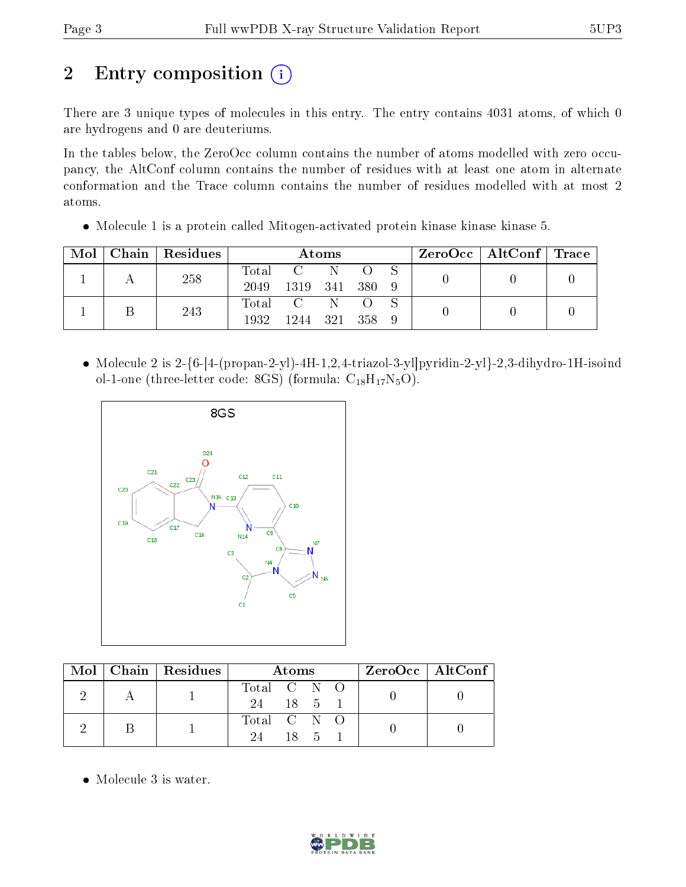# 2 Entry composition

There are 3 unique types of molecules in this entry. The entry contains 4031 atoms, of which 0 are hydrogens and 0 are deuteriums.

In the tables below, the ZeroOcc column contains the number of atoms modelled with zero occupancy, the AltConf column contains the number of residues with at least one atom in alternate conformation and the Trace column contains the number of residues modelled with at most 2 atoms.

- Molecule 1 is a protein called Mitogen-activated protein kinase kinase kinase 5.

| Mol | Chain | Residues | Atoms | | | | | ZeroOcc | AltConf | Trace |
|---|---|---|---|---|---|---|---|---|---|---|
| 1 | A | 258 | Total<br>2049 | C<br>1319 | N<br>341 | O<br>380 | S<br>9 | 0 | 0 | 0 |
| 1 | B | 243 | Total<br>1932 | C<br>1244 | N<br>321 | O<br>358 | S<br>9 | 0 | 0 | 0 |

- Molecule 2 is 2-{6-[4-(propan-2-yl)-4H-1,2,4-triazol-3-yl]pyridin-2-yl}-2,3-dihydro-1H-isoindol-1-one (three-letter code: 8GS) (formula: $C_{18}H_{17}N_5O$).

| Mol | Chain | Residues | Atoms | | | | ZeroOcc | AltConf |
|---|---|---|---|---|---|---|---|---|
| 2 | A | 1 | Total<br>24 | C<br>18 | N<br>5 | O<br>1 | 0 | 0 |
| 2 | B | 1 | Total<br>24 | C<br>18 | N<br>5 | O<br>1 | 0 | 0 |

- Molecule 3 is water.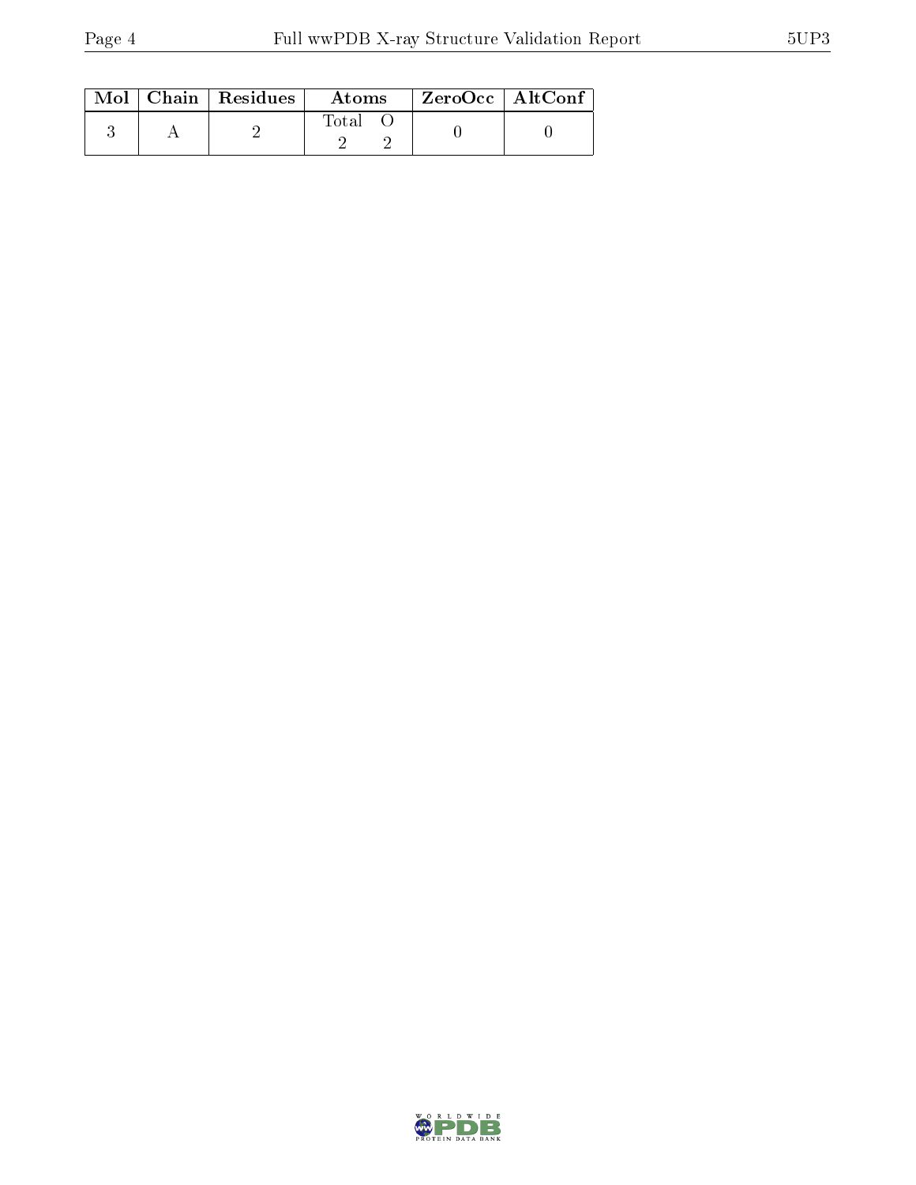| Mol | Chain | Residues | Atoms | | ZeroOcc | AltConf |
|---|---|---|---|---|---|---|
| | | | Total | O | | |
| 3 | A | 2 | 2 | 2 | 0 | 0 |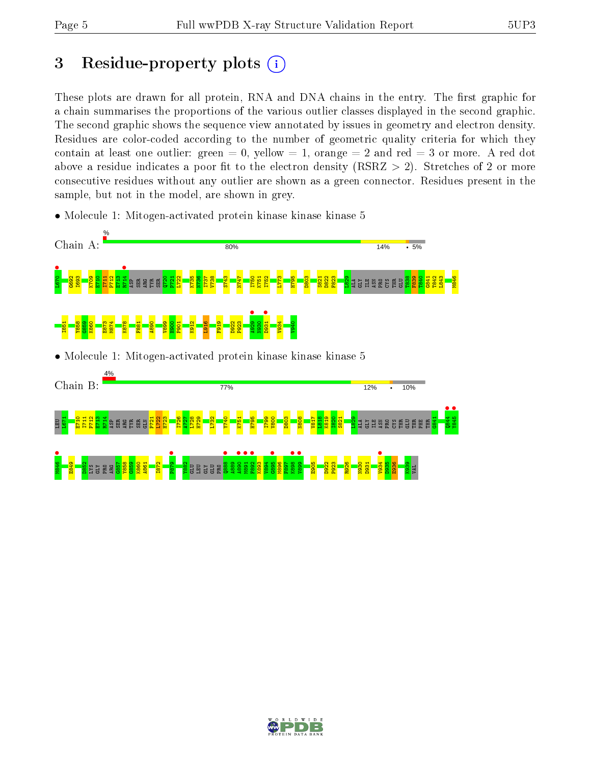# 3 Residue-property plots

These plots are drawn for all protein, RNA and DNA chains in the entry. The first graphic for a chain summarises the proportions of the various outlier classes displayed in the second graphic. The second graphic shows the sequence view annotated by issues in geometry and electron density. Residues are color-coded according to the number of geometric quality criteria for which they contain at least one outlier: green = 0, yellow = 1, orange = 2 and red = 3 or more. A red dot above a residue indicates a poor fit to the electron density (RSRZ > 2). Stretches of 2 or more consecutive residues without any outlier are shown as a green connector. Residues present in the sample, but not in the model, are shown in grey.

- Molecule 1: Mitogen-activated protein kinase kinase kinase 5

Chain A: % 80% 14% • 5%

L670 G692 I693 K709 E710 I711 P712 E713 R714 ASP SER ARG TYR SER Q720 P721 L722 K735 N736 I737 V738 S743 N747 I750 K751 I752 L773 H795 D803 S821 D822 F823 L829 ALA GLY ILE ASN PRO CYS THR GLU T838 F839 T840 G841 T842 L843 M846 I851 Y858 G859 K860 E873 M874 K878 F881 A890 V899 H900 P901 K912 I916 F919 D922 P923 A929 N930 D931 V934 V940

- Molecule 1: Mitogen-activated protein kinase kinase kinase 5

Chain B: 4% 77% 12% • 10%

LEU L671 E710 I711 P712 E713 R714 ASP SER ARG TYR SER GLN P721 L722 H723 I726 A727 L728 H729 L732 Y740 K751 H795 I799 V800 D803 N808 V817 L818 K819 I820 S821 L829 ALA GLY ILE ASN PRO CYS THR GLU THR PHE THR G841 Q844 Y845 M846 E849 D852 LYS GLY PRO ARG G857 Y858 G859 K860 A861 I872 F879 Y882 GLU LEU GLY GLU PRO Q888 A889 A890 M891 F892 K893 V894 G895 M896 F897 K898 V899 E905 D922 P923 R926 N930 D931 V934 D935 E936 K939 VAL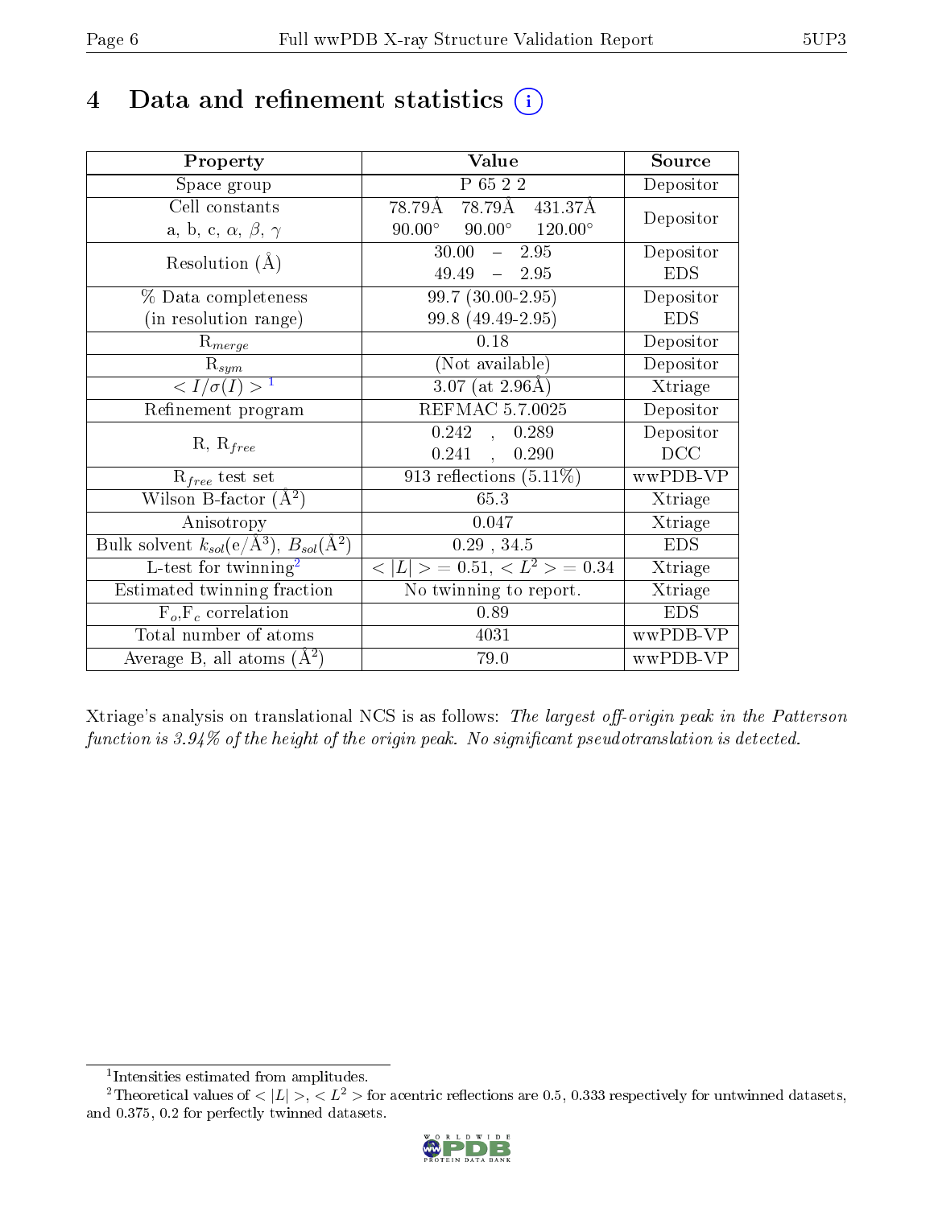# 4 Data and refinement statistics

| Property | Value | Source |
|---|---|---|
| Space group | P 65 2 2 | Depositor |
| Cell constants<br>a, b, c, $\alpha$, $\beta$, $\gamma$ | 78.79Å 78.79Å 431.37Å<br>90.00° 90.00° 120.00° | Depositor |
| Resolution (Å) | 30.00 – 2.95<br>49.49 – 2.95 | Depositor<br>EDS |
| % Data completeness<br>(in resolution range) | 99.7 (30.00-2.95)<br>99.8 (49.49-2.95) | Depositor<br>EDS |
| $R_{merge}$ | 0.18 | Depositor |
| $R_{sym}$ | (Not available) | Depositor |
| $< I/\sigma(I) >$ [1] | 3.07 (at 2.96Å) | Xtriage |
| Refinement program | REFMAC 5.7.0025 | Depositor |
| R, $R_{free}$ | 0.242 , 0.289<br>0.241 , 0.290 | Depositor<br>DCC |
| $R_{free}$ test set | 913 reflections (5.11%) | wwPDB-VP |
| Wilson B-factor (Å$^2$) | 65.3 | Xtriage |
| Anisotropy | 0.047 | Xtriage |
| Bulk solvent $k_{sol}$(e/Å$^3$), $B_{sol}$(Å$^2$) | 0.29 , 34.5 | EDS |
| L-test for twinning[2] | $< \|L\| > = 0.51$, $< L^2 > = 0.34$ | Xtriage |
| Estimated twinning fraction | No twinning to report. | Xtriage |
| $F_o$,$F_c$ correlation | 0.89 | EDS |
| Total number of atoms | 4031 | wwPDB-VP |
| Average B, all atoms (Å$^2$) | 79.0 | wwPDB-VP |

Xtriage's analysis on translational NCS is as follows: *The largest off-origin peak in the Patterson function is 3.94% of the height of the origin peak. No significant pseudotranslation is detected.*

[1] Intensities estimated from amplitudes.

[2] Theoretical values of $< |L| >$, $< L^2 >$ for acentric reflections are 0.5, 0.333 respectively for untwinned datasets, and 0.375, 0.2 for perfectly twinned datasets.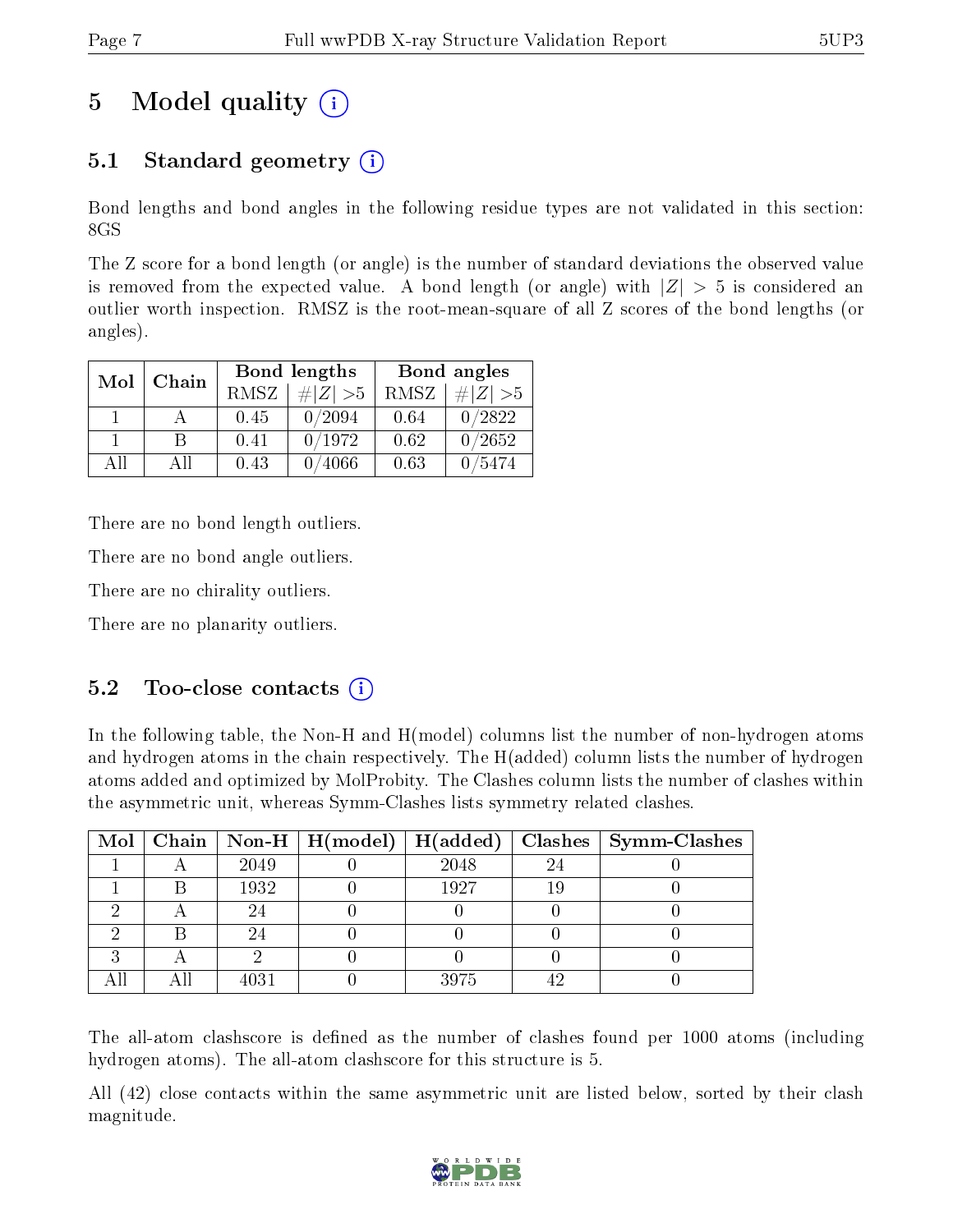# 5 Model quality (i)

## 5.1 Standard geometry (i)

Bond lengths and bond angles in the following residue types are not validated in this section: 8GS

The Z score for a bond length (or angle) is the number of standard deviations the observed value is removed from the expected value. A bond length (or angle) with $|Z| > 5$ is considered an outlier worth inspection. RMSZ is the root-mean-square of all Z scores of the bond lengths (or angles).

| Mol | Chain | Bond lengths | | Bond angles | |
|---|---|---|---|---|---|
| | | RMSZ | #\|Z\| >5 | RMSZ | #\|Z\| >5 |
| 1 | A | 0.45 | 0/2094 | 0.64 | 0/2822 |
| 1 | B | 0.41 | 0/1972 | 0.62 | 0/2652 |
| All | All | 0.43 | 0/4066 | 0.63 | 0/5474 |

There are no bond length outliers.

There are no bond angle outliers.

There are no chirality outliers.

There are no planarity outliers.

## 5.2 Too-close contacts (i)

In the following table, the Non-H and H(model) columns list the number of non-hydrogen atoms and hydrogen atoms in the chain respectively. The H(added) column lists the number of hydrogen atoms added and optimized by MolProbity. The Clashes column lists the number of clashes within the asymmetric unit, whereas Symm-Clashes lists symmetry related clashes.

| Mol | Chain | Non-H | H(model) | H(added) | Clashes | Symm-Clashes |
|---|---|---|---|---|---|---|
| 1 | A | 2049 | 0 | 2048 | 24 | 0 |
| 1 | B | 1932 | 0 | 1927 | 19 | 0 |
| 2 | A | 24 | 0 | 0 | 0 | 0 |
| 2 | B | 24 | 0 | 0 | 0 | 0 |
| 3 | A | 2 | 0 | 0 | 0 | 0 |
| All | All | 4031 | 0 | 3975 | 42 | 0 |

The all-atom clashscore is defined as the number of clashes found per 1000 atoms (including hydrogen atoms). The all-atom clashscore for this structure is 5.

All (42) close contacts within the same asymmetric unit are listed below, sorted by their clash magnitude.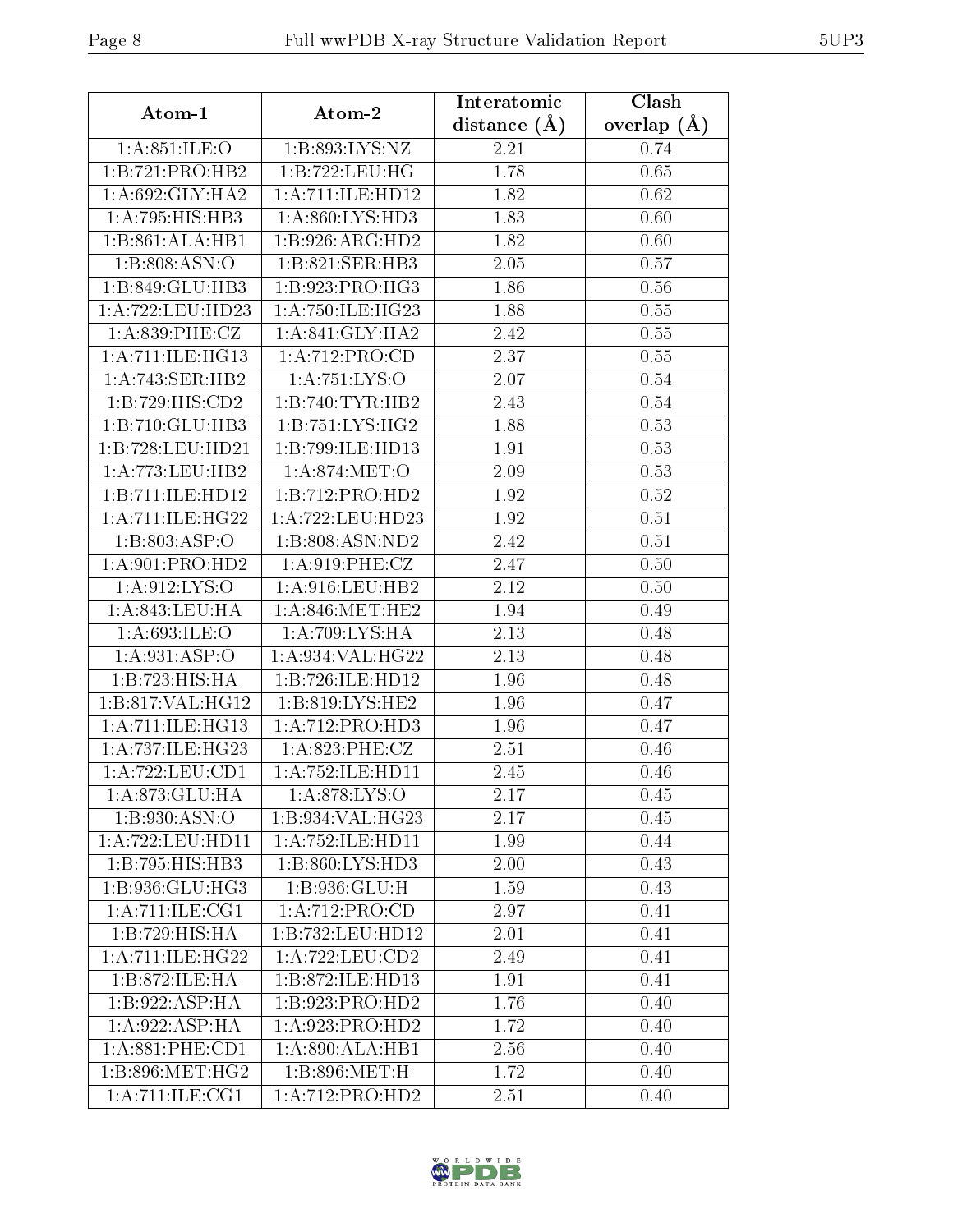| Atom-1 | Atom-2 | Interatomic distance (Å) | Clash overlap (Å) |
|---|---|---|---|
| 1:A:851:ILE:O | 1:B:893:LYS:NZ | 2.21 | 0.74 |
| 1:B:721:PRO:HB2 | 1:B:722:LEU:HG | 1.78 | 0.65 |
| 1:A:692:GLY:HA2 | 1:A:711:ILE:HD12 | 1.82 | 0.62 |
| 1:A:795:HIS:HB3 | 1:A:860:LYS:HD3 | 1.83 | 0.60 |
| 1:B:861:ALA:HB1 | 1:B:926:ARG:HD2 | 1.82 | 0.60 |
| 1:B:808:ASN:O | 1:B:821:SER:HB3 | 2.05 | 0.57 |
| 1:B:849:GLU:HB3 | 1:B:923:PRO:HG3 | 1.86 | 0.56 |
| 1:A:722:LEU:HD23 | 1:A:750:ILE:HG23 | 1.88 | 0.55 |
| 1:A:839:PHE:CZ | 1:A:841:GLY:HA2 | 2.42 | 0.55 |
| 1:A:711:ILE:HG13 | 1:A:712:PRO:CD | 2.37 | 0.55 |
| 1:A:743:SER:HB2 | 1:A:751:LYS:O | 2.07 | 0.54 |
| 1:B:729:HIS:CD2 | 1:B:740:TYR:HB2 | 2.43 | 0.54 |
| 1:B:710:GLU:HB3 | 1:B:751:LYS:HG2 | 1.88 | 0.53 |
| 1:B:728:LEU:HD21 | 1:B:799:ILE:HD13 | 1.91 | 0.53 |
| 1:A:773:LEU:HB2 | 1:A:874:MET:O | 2.09 | 0.53 |
| 1:B:711:ILE:HD12 | 1:B:712:PRO:HD2 | 1.92 | 0.52 |
| 1:A:711:ILE:HG22 | 1:A:722:LEU:HD23 | 1.92 | 0.51 |
| 1:B:803:ASP:O | 1:B:808:ASN:ND2 | 2.42 | 0.51 |
| 1:A:901:PRO:HD2 | 1:A:919:PHE:CZ | 2.47 | 0.50 |
| 1:A:912:LYS:O | 1:A:916:LEU:HB2 | 2.12 | 0.50 |
| 1:A:843:LEU:HA | 1:A:846:MET:HE2 | 1.94 | 0.49 |
| 1:A:693:ILE:O | 1:A:709:LYS:HA | 2.13 | 0.48 |
| 1:A:931:ASP:O | 1:A:934:VAL:HG22 | 2.13 | 0.48 |
| 1:B:723:HIS:HA | 1:B:726:ILE:HD12 | 1.96 | 0.48 |
| 1:B:817:VAL:HG12 | 1:B:819:LYS:HE2 | 1.96 | 0.47 |
| 1:A:711:ILE:HG13 | 1:A:712:PRO:HD3 | 1.96 | 0.47 |
| 1:A:737:ILE:HG23 | 1:A:823:PHE:CZ | 2.51 | 0.46 |
| 1:A:722:LEU:CD1 | 1:A:752:ILE:HD11 | 2.45 | 0.46 |
| 1:A:873:GLU:HA | 1:A:878:LYS:O | 2.17 | 0.45 |
| 1:B:930:ASN:O | 1:B:934:VAL:HG23 | 2.17 | 0.45 |
| 1:A:722:LEU:HD11 | 1:A:752:ILE:HD11 | 1.99 | 0.44 |
| 1:B:795:HIS:HB3 | 1:B:860:LYS:HD3 | 2.00 | 0.43 |
| 1:B:936:GLU:HG3 | 1:B:936:GLU:H | 1.59 | 0.43 |
| 1:A:711:ILE:CG1 | 1:A:712:PRO:CD | 2.97 | 0.41 |
| 1:B:729:HIS:HA | 1:B:732:LEU:HD12 | 2.01 | 0.41 |
| 1:A:711:ILE:HG22 | 1:A:722:LEU:CD2 | 2.49 | 0.41 |
| 1:B:872:ILE:HA | 1:B:872:ILE:HD13 | 1.91 | 0.41 |
| 1:B:922:ASP:HA | 1:B:923:PRO:HD2 | 1.76 | 0.40 |
| 1:A:922:ASP:HA | 1:A:923:PRO:HD2 | 1.72 | 0.40 |
| 1:A:881:PHE:CD1 | 1:A:890:ALA:HB1 | 2.56 | 0.40 |
| 1:B:896:MET:HG2 | 1:B:896:MET:H | 1.72 | 0.40 |
| 1:A:711:ILE:CG1 | 1:A:712:PRO:HD2 | 2.51 | 0.40 |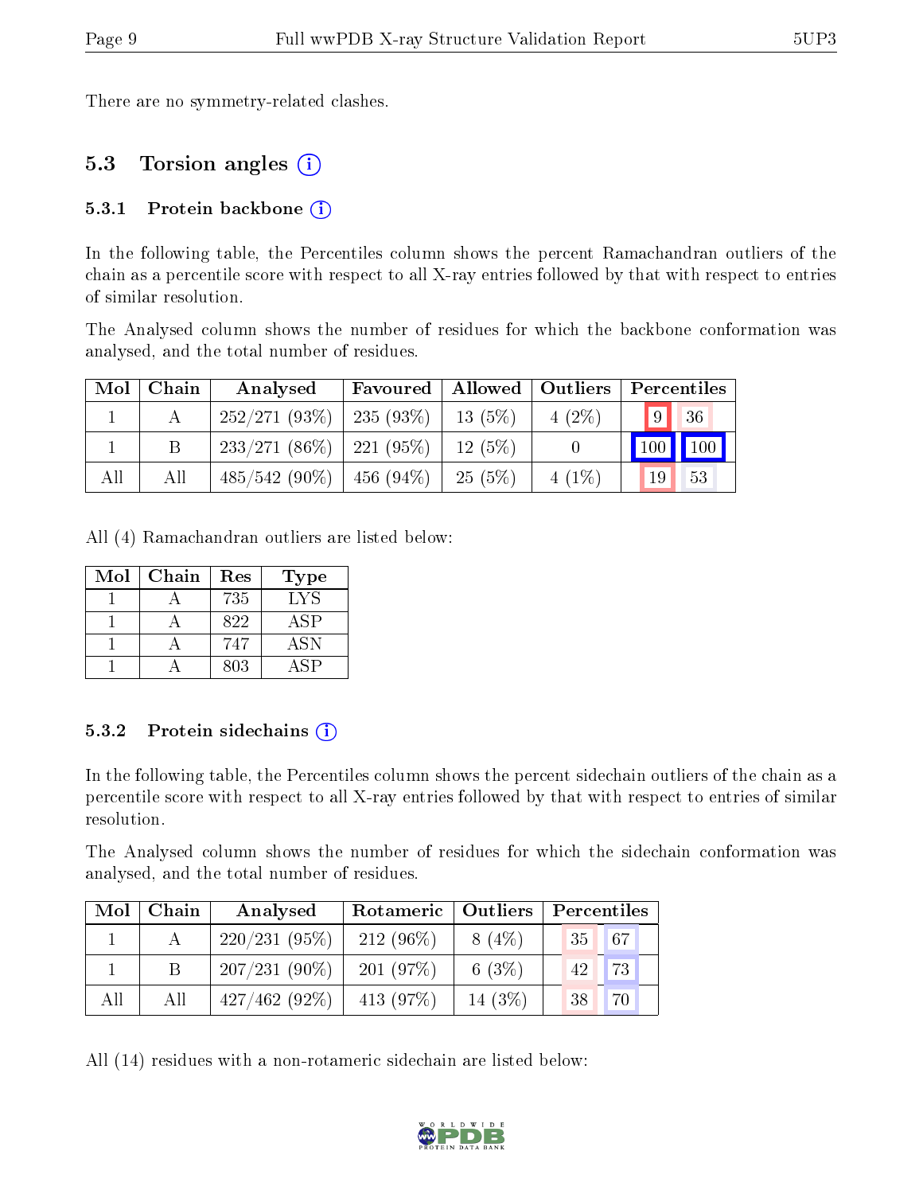There are no symmetry-related clashes.

## 5.3 Torsion angles (i)

### 5.3.1 Protein backbone (i)

In the following table, the Percentiles column shows the percent Ramachandran outliers of the chain as a percentile score with respect to all X-ray entries followed by that with respect to entries of similar resolution.

The Analysed column shows the number of residues for which the backbone conformation was analysed, and the total number of residues.

| Mol | Chain | Analysed | Favoured | Allowed | Outliers | Percentiles | |
|---|---|---|---|---|---|---|---|
| 1 | A | 252/271 (93%) | 235 (93%) | 13 (5%) | 4 (2%) | 9 | 36 |
| 1 | B | 233/271 (86%) | 221 (95%) | 12 (5%) | 0 | 100 | 100 |
| All | All | 485/542 (90%) | 456 (94%) | 25 (5%) | 4 (1%) | 19 | 53 |

All (4) Ramachandran outliers are listed below:

| Mol | Chain | Res | Type |
|---|---|---|---|
| 1 | A | 735 | LYS |
| 1 | A | 822 | ASP |
| 1 | A | 747 | ASN |
| 1 | A | 803 | ASP |

### 5.3.2 Protein sidechains (i)

In the following table, the Percentiles column shows the percent sidechain outliers of the chain as a percentile score with respect to all X-ray entries followed by that with respect to entries of similar resolution.

The Analysed column shows the number of residues for which the sidechain conformation was analysed, and the total number of residues.

| Mol | Chain | Analysed | Rotameric | Outliers | Percentiles | |
|---|---|---|---|---|---|---|
| 1 | A | 220/231 (95%) | 212 (96%) | 8 (4%) | 35 | 67 |
| 1 | B | 207/231 (90%) | 201 (97%) | 6 (3%) | 42 | 73 |
| All | All | 427/462 (92%) | 413 (97%) | 14 (3%) | 38 | 70 |

All (14) residues with a non-rotameric sidechain are listed below: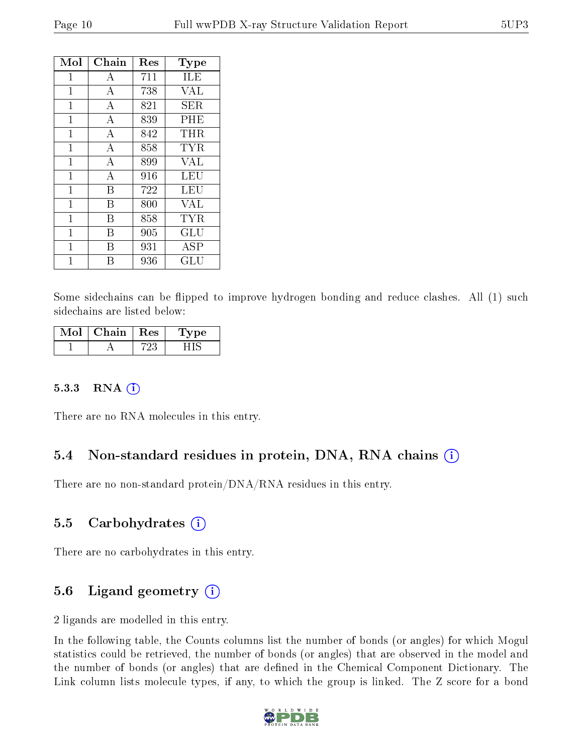| Mol | Chain | Res | Type |
|---|---|---|---|
| 1 | A | 711 | ILE |
| 1 | A | 738 | VAL |
| 1 | A | 821 | SER |
| 1 | A | 839 | PHE |
| 1 | A | 842 | THR |
| 1 | A | 858 | TYR |
| 1 | A | 899 | VAL |
| 1 | A | 916 | LEU |
| 1 | B | 722 | LEU |
| 1 | B | 800 | VAL |
| 1 | B | 858 | TYR |
| 1 | B | 905 | GLU |
| 1 | B | 931 | ASP |
| 1 | B | 936 | GLU |

Some sidechains can be flipped to improve hydrogen bonding and reduce clashes. All (1) such sidechains are listed below:

| Mol | Chain | Res | Type |
|---|---|---|---|
| 1 | A | 723 | HIS |

### 5.3.3 RNA

There are no RNA molecules in this entry.

## 5.4 Non-standard residues in protein, DNA, RNA chains

There are no non-standard protein/DNA/RNA residues in this entry.

## 5.5 Carbohydrates

There are no carbohydrates in this entry.

## 5.6 Ligand geometry

2 ligands are modelled in this entry.

In the following table, the Counts columns list the number of bonds (or angles) for which Mogul statistics could be retrieved, the number of bonds (or angles) that are observed in the model and the number of bonds (or angles) that are defined in the Chemical Component Dictionary. The Link column lists molecule types, if any, to which the group is linked. The Z score for a bond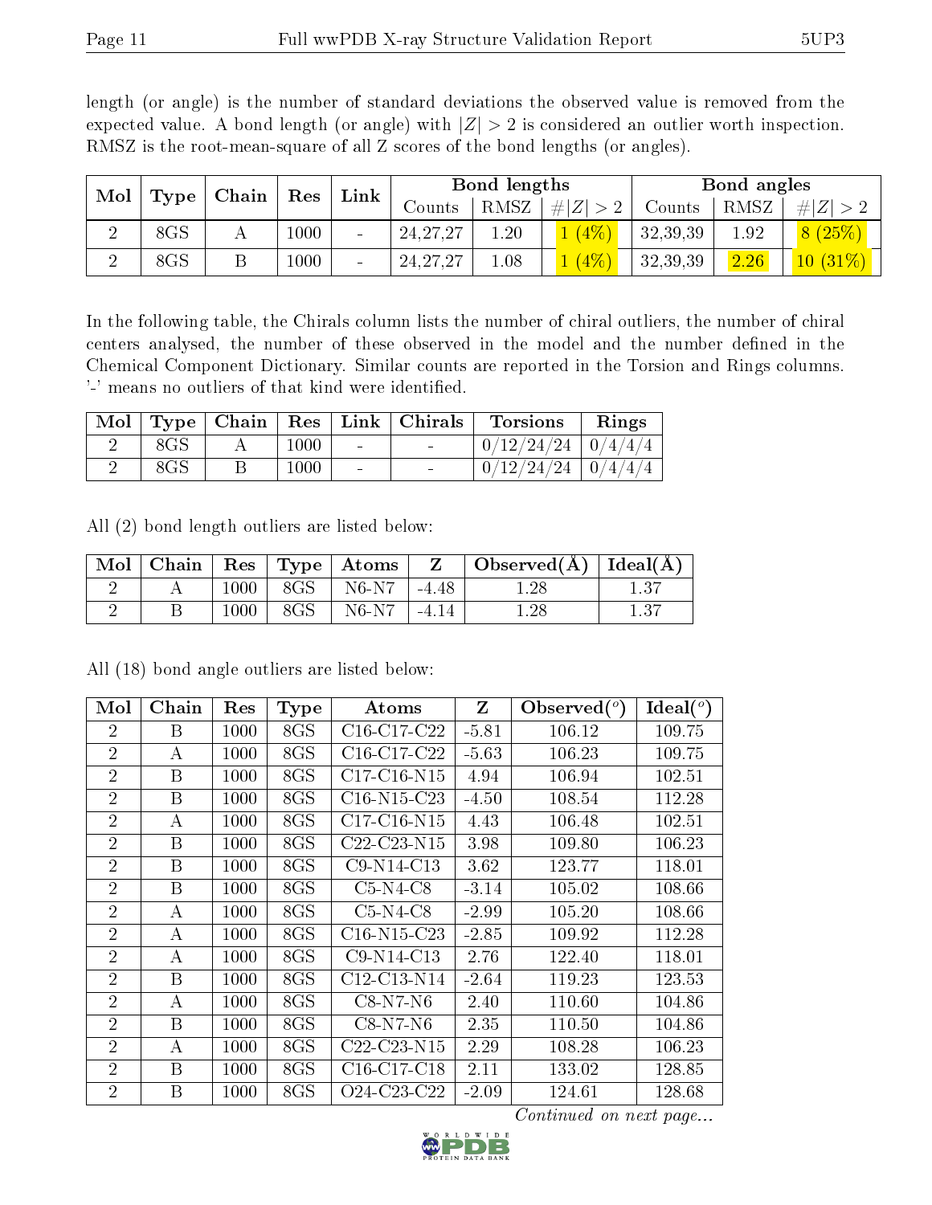length (or angle) is the number of standard deviations the observed value is removed from the expected value. A bond length (or angle) with $|Z| > 2$ is considered an outlier worth inspection. RMSZ is the root-mean-square of all Z scores of the bond lengths (or angles).

| Mol | Type | Chain | Res | Link | Bond lengths | | | Bond angles | | |
|---|---|---|---|---|---|---|---|---|---|---|
| | | | | | Counts | RMSZ | $\#\|Z\|>2$ | Counts | RMSZ | $\#\|Z\|>2$ |
| 2 | 8GS | A | 1000 | - | 24,27,27 | 1.20 | 1 (4%) | 32,39,39 | 1.92 | 8 (25%) |
| 2 | 8GS | B | 1000 | - | 24,27,27 | 1.08 | 1 (4%) | 32,39,39 | 2.26 | 10 (31%) |

In the following table, the Chirals column lists the number of chiral outliers, the number of chiral centers analysed, the number of these observed in the model and the number defined in the Chemical Component Dictionary. Similar counts are reported in the Torsion and Rings columns. '-' means no outliers of that kind were identified.

| Mol | Type | Chain | Res | Link | Chirals | Torsions | Rings |
|---|---|---|---|---|---|---|---|
| 2 | 8GS | A | 1000 | - | - | 0/12/24/24 | 0/4/4/4 |
| 2 | 8GS | B | 1000 | - | - | 0/12/24/24 | 0/4/4/4 |

All (2) bond length outliers are listed below:

| Mol | Chain | Res | Type | Atoms | Z | Observed(Å) | Ideal(Å) |
|---|---|---|---|---|---|---|---|
| 2 | A | 1000 | 8GS | N6-N7 | -4.48 | 1.28 | 1.37 |
| 2 | B | 1000 | 8GS | N6-N7 | -4.14 | 1.28 | 1.37 |

All (18) bond angle outliers are listed below:

| Mol | Chain | Res | Type | Atoms | Z | Observed($^o$) | Ideal($^o$) |
|---|---|---|---|---|---|---|---|
| 2 | B | 1000 | 8GS | C16-C17-C22 | -5.81 | 106.12 | 109.75 |
| 2 | A | 1000 | 8GS | C16-C17-C22 | -5.63 | 106.23 | 109.75 |
| 2 | B | 1000 | 8GS | C17-C16-N15 | 4.94 | 106.94 | 102.51 |
| 2 | B | 1000 | 8GS | C16-N15-C23 | -4.50 | 108.54 | 112.28 |
| 2 | A | 1000 | 8GS | C17-C16-N15 | 4.43 | 106.48 | 102.51 |
| 2 | B | 1000 | 8GS | C22-C23-N15 | 3.98 | 109.80 | 106.23 |
| 2 | B | 1000 | 8GS | C9-N14-C13 | 3.62 | 123.77 | 118.01 |
| 2 | B | 1000 | 8GS | C5-N4-C8 | -3.14 | 105.02 | 108.66 |
| 2 | A | 1000 | 8GS | C5-N4-C8 | -2.99 | 105.20 | 108.66 |
| 2 | A | 1000 | 8GS | C16-N15-C23 | -2.85 | 109.92 | 112.28 |
| 2 | A | 1000 | 8GS | C9-N14-C13 | 2.76 | 122.40 | 118.01 |
| 2 | B | 1000 | 8GS | C12-C13-N14 | -2.64 | 119.23 | 123.53 |
| 2 | A | 1000 | 8GS | C8-N7-N6 | 2.40 | 110.60 | 104.86 |
| 2 | B | 1000 | 8GS | C8-N7-N6 | 2.35 | 110.50 | 104.86 |
| 2 | A | 1000 | 8GS | C22-C23-N15 | 2.29 | 108.28 | 106.23 |
| 2 | B | 1000 | 8GS | C16-C17-C18 | 2.11 | 133.02 | 128.85 |
| 2 | B | 1000 | 8GS | O24-C23-C22 | -2.09 | 124.61 | 128.68 |

*Continued on next page...*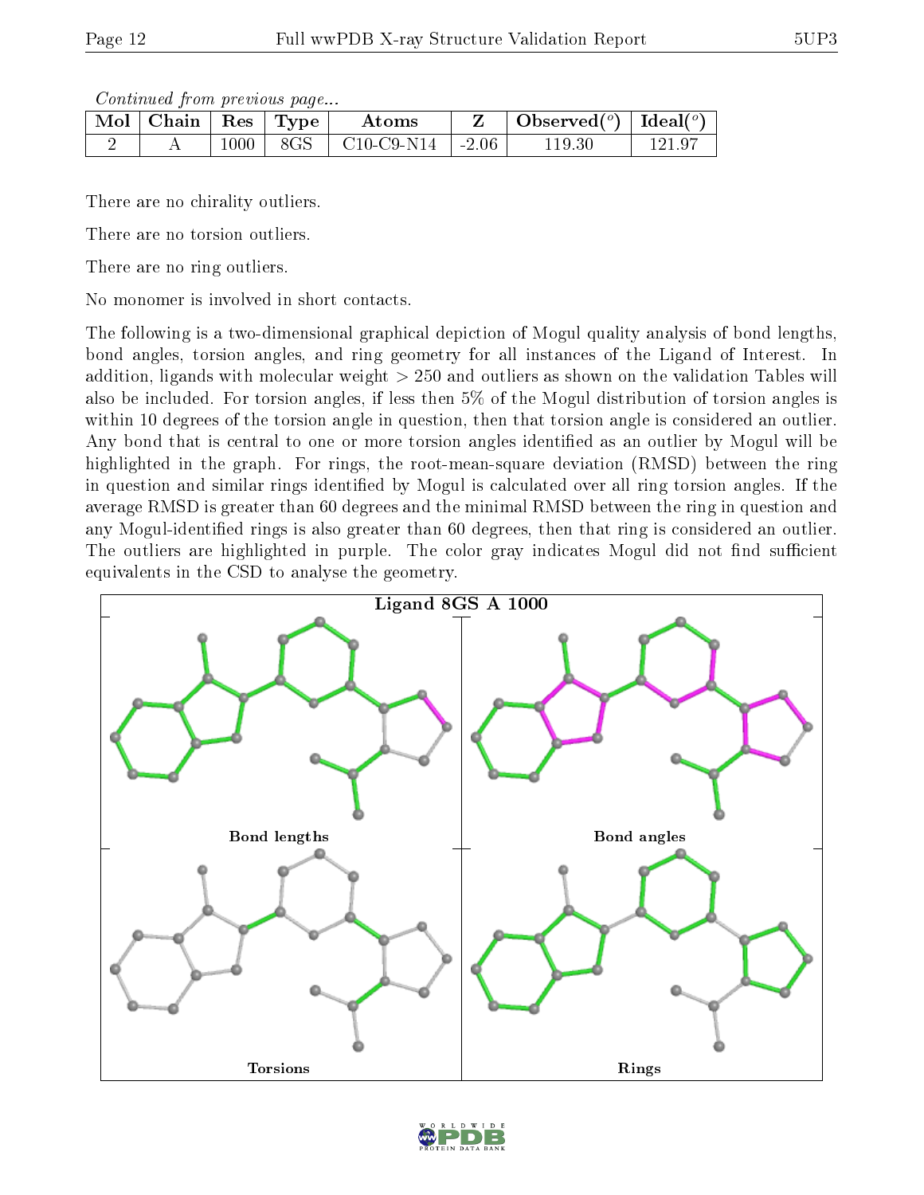*Continued from previous page...*

| Mol | Chain | Res | Type | Atoms | Z | Observed(°) | Ideal(°) |
|---|---|---|---|---|---|---|---|
| 2 | A | 1000 | 8GS | C10-C9-N14 | -2.06 | 119.30 | 121.97 |

There are no chirality outliers.

There are no torsion outliers.

There are no ring outliers.

No monomer is involved in short contacts.

The following is a two-dimensional graphical depiction of Mogul quality analysis of bond lengths, bond angles, torsion angles, and ring geometry for all instances of the Ligand of Interest. In addition, ligands with molecular weight > 250 and outliers as shown on the validation Tables will also be included. For torsion angles, if less then 5% of the Mogul distribution of torsion angles is within 10 degrees of the torsion angle in question, then that torsion angle is considered an outlier. Any bond that is central to one or more torsion angles identified as an outlier by Mogul will be highlighted in the graph. For rings, the root-mean-square deviation (RMSD) between the ring in question and similar rings identified by Mogul is calculated over all ring torsion angles. If the average RMSD is greater than 60 degrees and the minimal RMSD between the ring in question and any Mogul-identified rings is also greater than 60 degrees, then that ring is considered an outlier. The outliers are highlighted in purple. The color gray indicates Mogul did not find sufficient equivalents in the CSD to analyse the geometry.

Ligand 8GS A 1000

Bond lengths

Bond angles

Torsions

Rings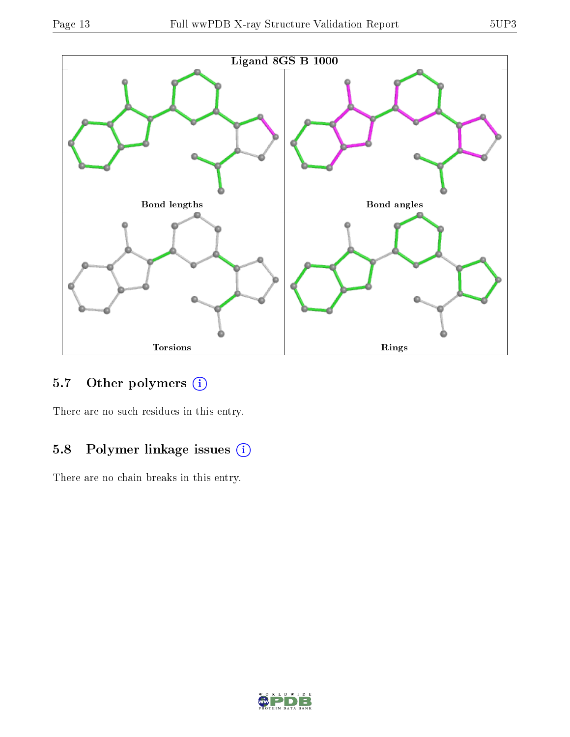Ligand 8GS B 1000

Bond lengths

Bond angles

Torsions

Rings

### 5.7 Other polymers (i)

There are no such residues in this entry.

### 5.8 Polymer linkage issues (i)

There are no chain breaks in this entry.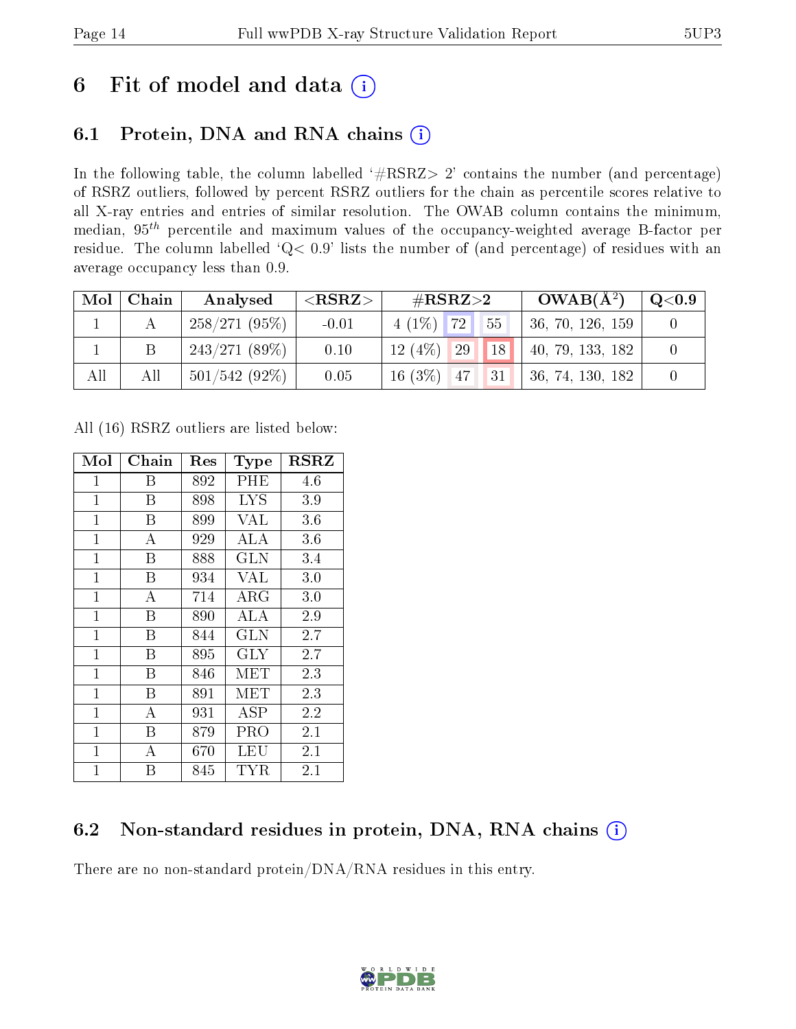# 6 Fit of model and data

## 6.1 Protein, DNA and RNA chains

In the following table, the column labelled '#RSRZ> 2' contains the number (and percentage) of RSRZ outliers, followed by percent RSRZ outliers for the chain as percentile scores relative to all X-ray entries and entries of similar resolution. The OWAB column contains the minimum, median, $95^{th}$ percentile and maximum values of the occupancy-weighted average B-factor per residue. The column labelled 'Q< 0.9' lists the number of (and percentage) of residues with an average occupancy less than 0.9.

| Mol | Chain | Analysed | <RSRZ> | #RSRZ>2 | | | OWAB(Å$^2$) | Q<0.9 |
|---|---|---|---|---|---|---|---|---|
| 1 | A | 258/271 (95%) | -0.01 | 4 (1%) | 72 | 55 | 36, 70, 126, 159 | 0 |
| 1 | B | 243/271 (89%) | 0.10 | 12 (4%) | 29 | 18 | 40, 79, 133, 182 | 0 |
| All | All | 501/542 (92%) | 0.05 | 16 (3%) | 47 | 31 | 36, 74, 130, 182 | 0 |

All (16) RSRZ outliers are listed below:

| Mol | Chain | Res | Type | RSRZ |
|---|---|---|---|---|
| 1 | B | 892 | PHE | 4.6 |
| 1 | B | 898 | LYS | 3.9 |
| 1 | B | 899 | VAL | 3.6 |
| 1 | A | 929 | ALA | 3.6 |
| 1 | B | 888 | GLN | 3.4 |
| 1 | B | 934 | VAL | 3.0 |
| 1 | A | 714 | ARG | 3.0 |
| 1 | B | 890 | ALA | 2.9 |
| 1 | B | 844 | GLN | 2.7 |
| 1 | B | 895 | GLY | 2.7 |
| 1 | B | 846 | MET | 2.3 |
| 1 | B | 891 | MET | 2.3 |
| 1 | A | 931 | ASP | 2.2 |
| 1 | B | 879 | PRO | 2.1 |
| 1 | A | 670 | LEU | 2.1 |
| 1 | B | 845 | TYR | 2.1 |

## 6.2 Non-standard residues in protein, DNA, RNA chains

There are no non-standard protein/DNA/RNA residues in this entry.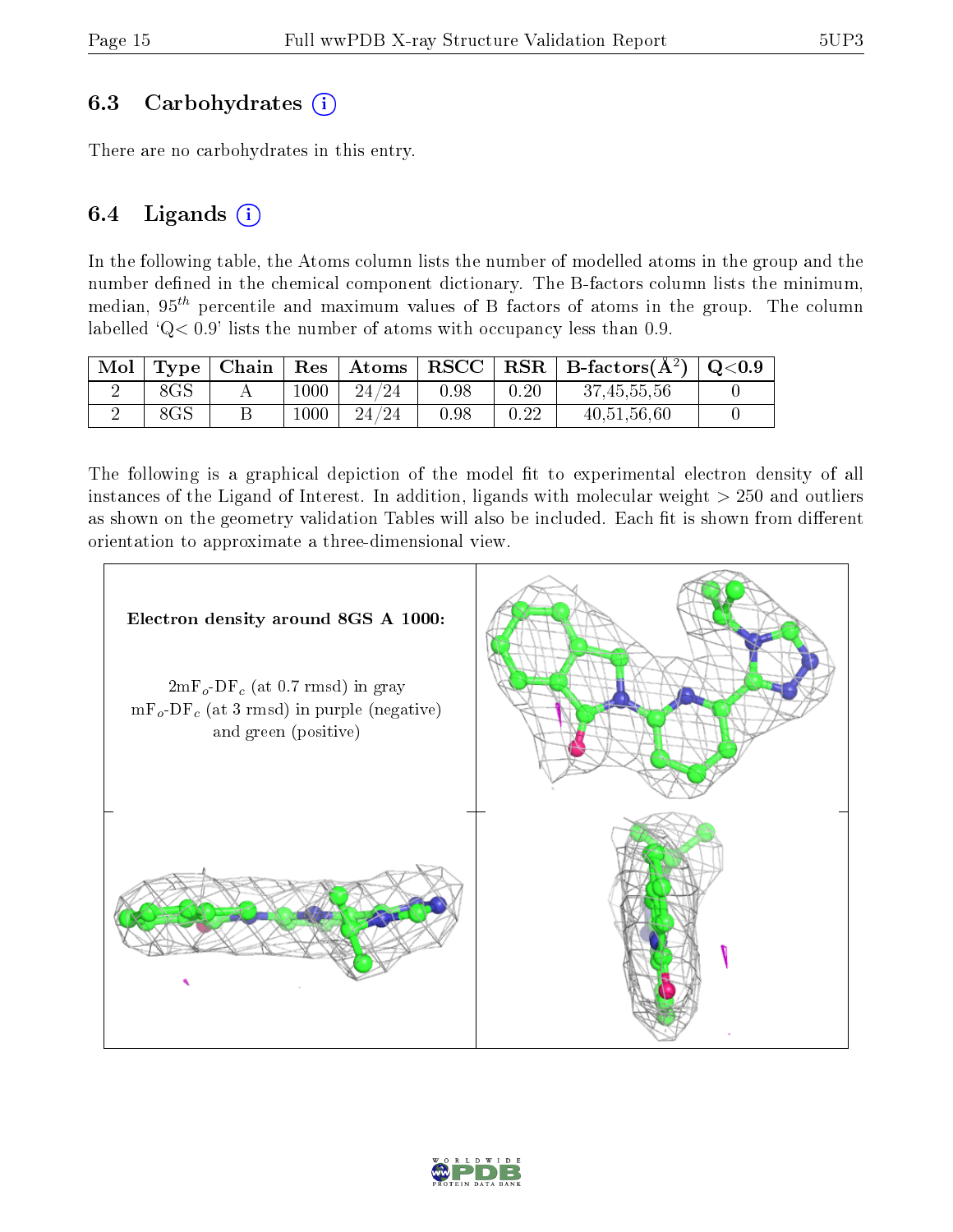## 6.3 Carbohydrates (i)

There are no carbohydrates in this entry.

## 6.4 Ligands (i)

In the following table, the Atoms column lists the number of modelled atoms in the group and the number defined in the chemical component dictionary. The B-factors column lists the minimum, median, $95^{th}$ percentile and maximum values of B factors of atoms in the group. The column labelled 'Q< 0.9' lists the number of atoms with occupancy less than 0.9.

| Mol | Type | Chain | Res | Atoms | RSCC | RSR | B-factors(Å$^2$) | Q<0.9 |
|---|---|---|---|---|---|---|---|---|
| 2 | 8GS | A | 1000 | 24/24 | 0.98 | 0.20 | 37,45,55,56 | 0 |
| 2 | 8GS | B | 1000 | 24/24 | 0.98 | 0.22 | 40,51,56,60 | 0 |

The following is a graphical depiction of the model fit to experimental electron density of all instances of the Ligand of Interest. In addition, ligands with molecular weight > 250 and outliers as shown on the geometry validation Tables will also be included. Each fit is shown from different orientation to approximate a three-dimensional view.

**Electron density around 8GS A 1000:**

2mF$_o$-DF$_c$ (at 0.7 rmsd) in gray
mF$_o$-DF$_c$ (at 3 rmsd) in purple (negative) and green (positive)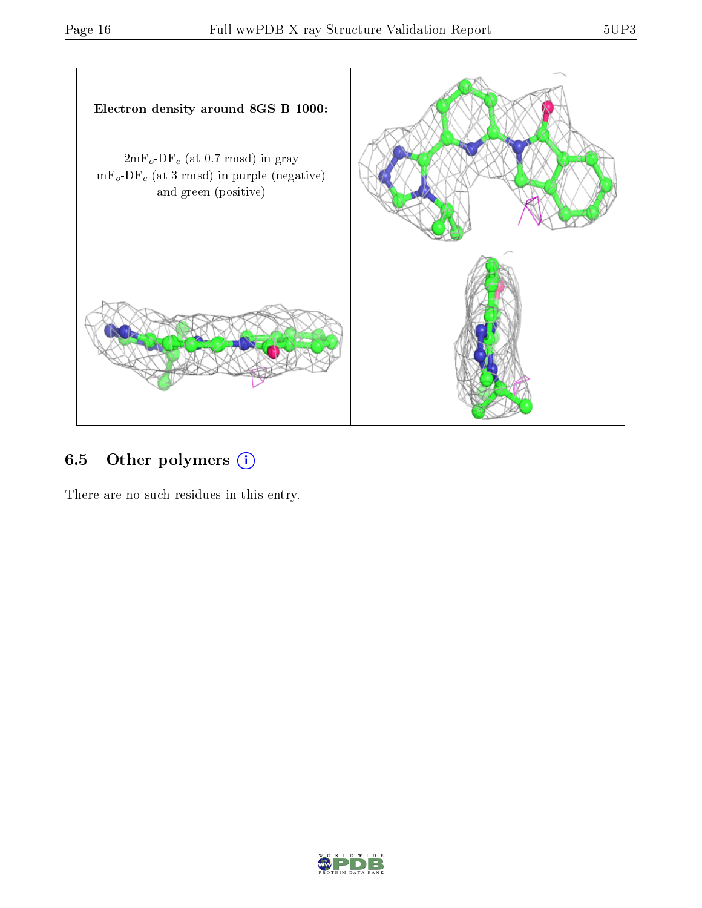**Electron density around 8GS B 1000:**

$2mF_o$-$DF_c$ (at 0.7 rmsd) in gray
$mF_o$-$DF_c$ (at 3 rmsd) in purple (negative)
and green (positive)

## 6.5 Other polymers

There are no such residues in this entry.